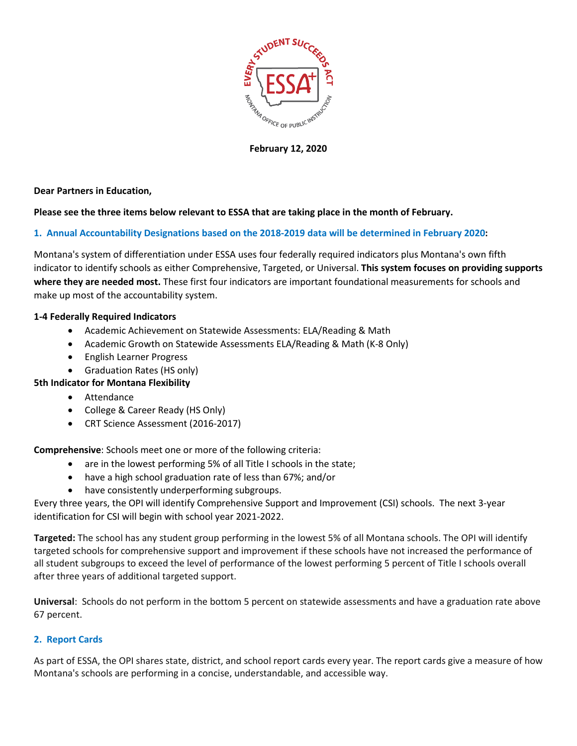**February 12, 2020**

**Dear Partners in Education,**

**Please see the three items below relevant to ESSA that are taking place in the month of February.**

### 1. Annual Accountability Designations based on the 2018-2019 data will be determined in February 2020:

Montana's system of differentiation under ESSA uses four federally required indicators plus Montana's own fifth indicator to identify schools as either Comprehensive, Targeted, or Universal. **This system focuses on providing supports where they are needed most.** These first four indicators are important foundational measurements for schools and make up most of the accountability system.

**1-4 Federally Required Indicators**

- Academic Achievement on Statewide Assessments: ELA/Reading & Math
- Academic Growth on Statewide Assessments ELA/Reading & Math (K-8 Only)
- English Learner Progress
- Graduation Rates (HS only)

**5th Indicator for Montana Flexibility**

- Attendance
- College & Career Ready (HS Only)
- CRT Science Assessment (2016-2017)

**Comprehensive**: Schools meet one or more of the following criteria:

- are in the lowest performing 5% of all Title I schools in the state;
- have a high school graduation rate of less than 67%; and/or
- have consistently underperforming subgroups.

Every three years, the OPI will identify Comprehensive Support and Improvement (CSI) schools. The next 3-year identification for CSI will begin with school year 2021-2022.

**Targeted:** The school has any student group performing in the lowest 5% of all Montana schools. The OPI will identify targeted schools for comprehensive support and improvement if these schools have not increased the performance of all student subgroups to exceed the level of performance of the lowest performing 5 percent of Title I schools overall after three years of additional targeted support.

**Universal**: Schools do not perform in the bottom 5 percent on statewide assessments and have a graduation rate above 67 percent.

### 2. Report Cards

As part of ESSA, the OPI shares state, district, and school report cards every year. The report cards give a measure of how Montana's schools are performing in a concise, understandable, and accessible way.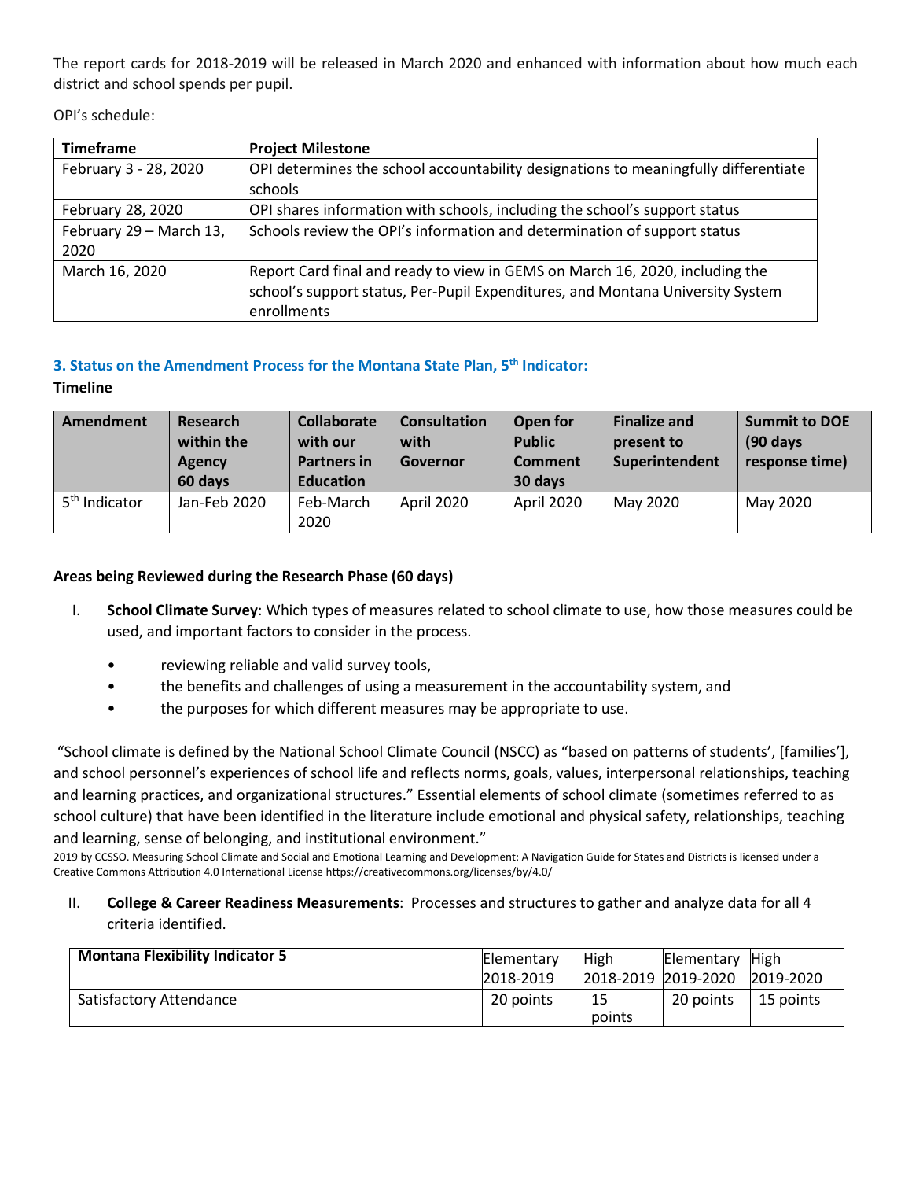The report cards for 2018-2019 will be released in March 2020 and enhanced with information about how much each district and school spends per pupil.

OPI's schedule:

| Timeframe | Project Milestone |
|---|---|
| February 3 - 28, 2020 | OPI determines the school accountability designations to meaningfully differentiate schools |
| February 28, 2020 | OPI shares information with schools, including the school's support status |
| February 29 – March 13, 2020 | Schools review the OPI's information and determination of support status |
| March 16, 2020 | Report Card final and ready to view in GEMS on March 16, 2020, including the school's support status, Per-Pupil Expenditures, and Montana University System enrollments |

### 3. Status on the Amendment Process for the Montana State Plan, 5th Indicator:

**Timeline**

| Amendment | Research within the Agency 60 days | Collaborate with our Partners in Education | Consultation with Governor | Open for Public Comment 30 days | Finalize and present to Superintendent | Summit to DOE (90 days response time) |
|---|---|---|---|---|---|---|
| 5th Indicator | Jan-Feb 2020 | Feb-March 2020 | April 2020 | April 2020 | May 2020 | May 2020 |

**Areas being Reviewed during the Research Phase (60 days)**

I. **School Climate Survey**: Which types of measures related to school climate to use, how those measures could be used, and important factors to consider in the process.

- reviewing reliable and valid survey tools,
- the benefits and challenges of using a measurement in the accountability system, and
- the purposes for which different measures may be appropriate to use.

"School climate is defined by the National School Climate Council (NSCC) as "based on patterns of students', [families'], and school personnel's experiences of school life and reflects norms, goals, values, interpersonal relationships, teaching and learning practices, and organizational structures." Essential elements of school climate (sometimes referred to as school culture) that have been identified in the literature include emotional and physical safety, relationships, teaching and learning, sense of belonging, and institutional environment."

2019 by CCSSO. Measuring School Climate and Social and Emotional Learning and Development: A Navigation Guide for States and Districts is licensed under a Creative Commons Attribution 4.0 International License https://creativecommons.org/licenses/by/4.0/

II. **College & Career Readiness Measurements**: Processes and structures to gather and analyze data for all 4 criteria identified.

| Montana Flexibility Indicator 5 | Elementary 2018-2019 | High 2018-2019 | Elementary 2019-2020 | High 2019-2020 |
|---|---|---|---|---|
| Satisfactory Attendance | 20 points | 15 points | 20 points | 15 points |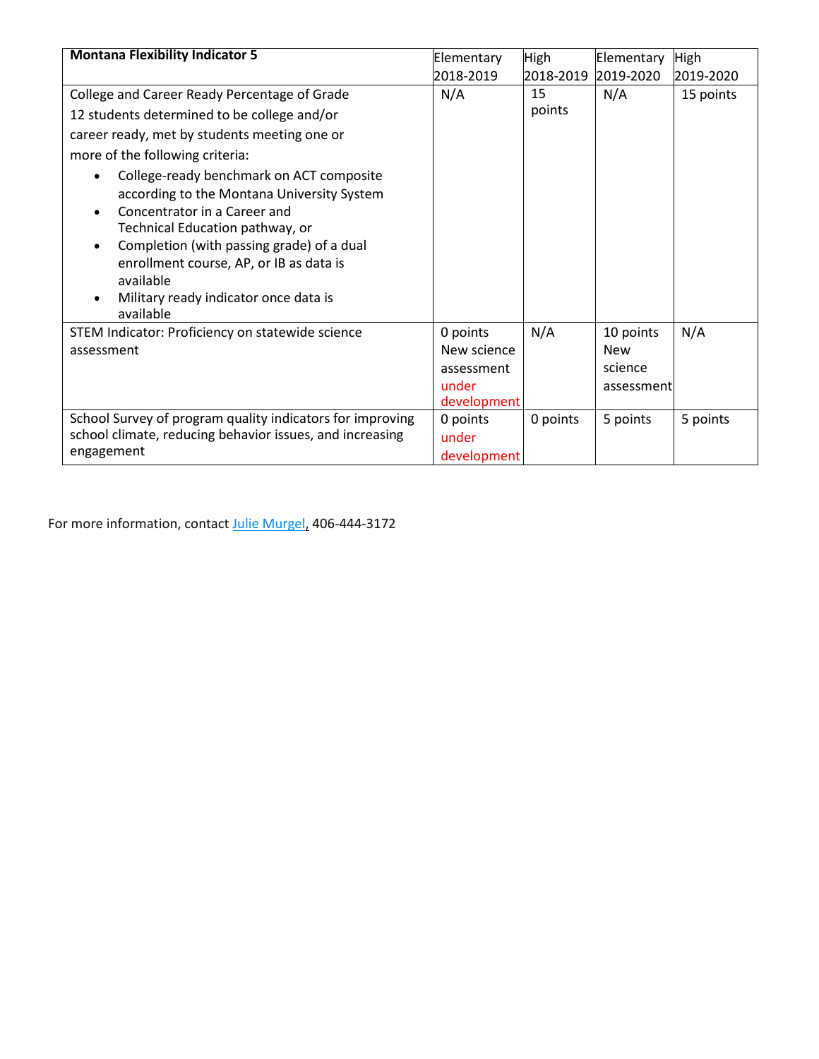| Montana Flexibility Indicator 5 | Elementary 2018-2019 | High 2018-2019 | Elementary 2019-2020 | High 2019-2020 |
|---|---|---|---|---|
| College and Career Ready Percentage of Grade 12 students determined to be college and/or career ready, met by students meeting one or more of the following criteria:<br>• College-ready benchmark on ACT composite according to the Montana University System<br>• Concentrator in a Career and Technical Education pathway, or<br>• Completion (with passing grade) of a dual enrollment course, AP, or IB as data is available<br>• Military ready indicator once data is available | N/A | 15 points | N/A | 15 points |
| STEM Indicator: Proficiency on statewide science assessment | 0 points New science assessment under development | N/A | 10 points New science assessment | N/A |
| School Survey of program quality indicators for improving school climate, reducing behavior issues, and increasing engagement | 0 points under development | 0 points | 5 points | 5 points |

For more information, contact Julie Murgel, 406-444-3172